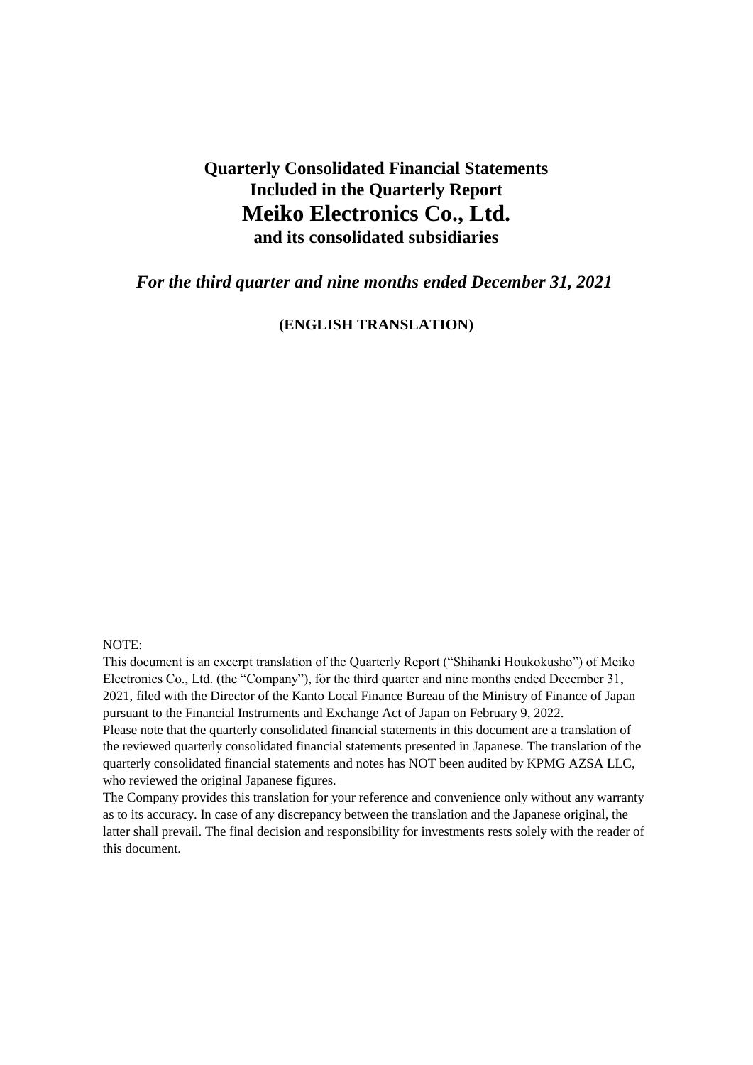# Quarterly Consolidated Financial Statements
# Included in the Quarterly Report
# Meiko Electronics Co., Ltd.
## and its consolidated subsidiaries

***For the third quarter and nine months ended December 31, 2021***

**(ENGLISH TRANSLATION)**

NOTE:

This document is an excerpt translation of the Quarterly Report ("Shihanki Houkokusho") of Meiko Electronics Co., Ltd. (the "Company"), for the third quarter and nine months ended December 31, 2021, filed with the Director of the Kanto Local Finance Bureau of the Ministry of Finance of Japan pursuant to the Financial Instruments and Exchange Act of Japan on February 9, 2022.

Please note that the quarterly consolidated financial statements in this document are a translation of the reviewed quarterly consolidated financial statements presented in Japanese. The translation of the quarterly consolidated financial statements and notes has NOT been audited by KPMG AZSA LLC, who reviewed the original Japanese figures.

The Company provides this translation for your reference and convenience only without any warranty as to its accuracy. In case of any discrepancy between the translation and the Japanese original, the latter shall prevail. The final decision and responsibility for investments rests solely with the reader of this document.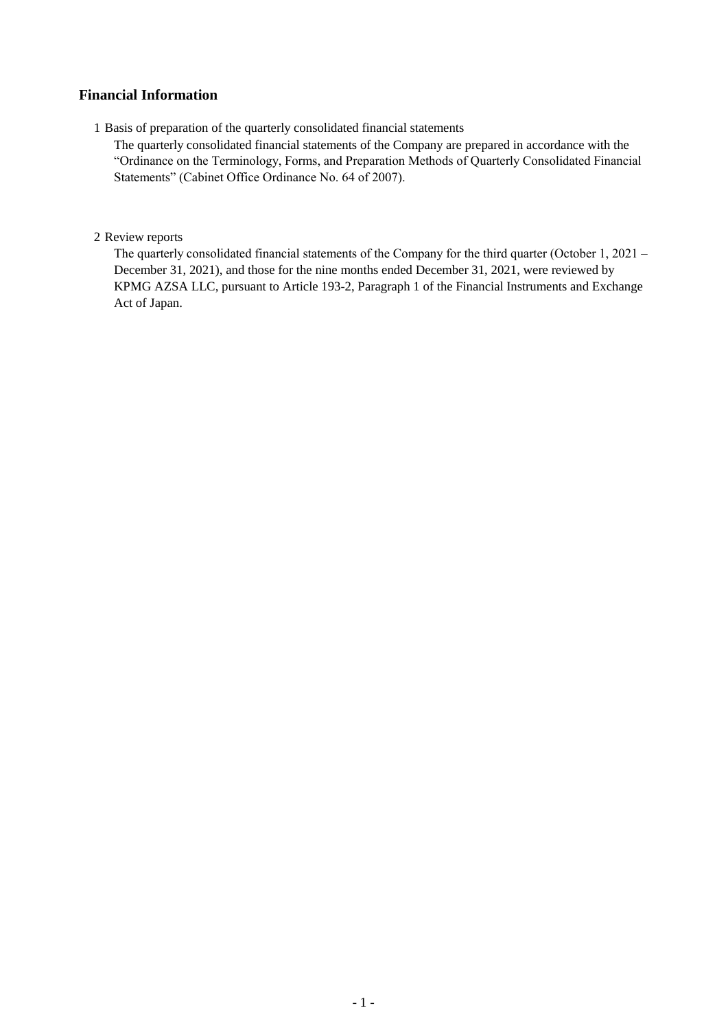## Financial Information

1 Basis of preparation of the quarterly consolidated financial statements

The quarterly consolidated financial statements of the Company are prepared in accordance with the "Ordinance on the Terminology, Forms, and Preparation Methods of Quarterly Consolidated Financial Statements" (Cabinet Office Ordinance No. 64 of 2007).

2 Review reports

The quarterly consolidated financial statements of the Company for the third quarter (October 1, 2021 – December 31, 2021), and those for the nine months ended December 31, 2021, were reviewed by KPMG AZSA LLC, pursuant to Article 193-2, Paragraph 1 of the Financial Instruments and Exchange Act of Japan.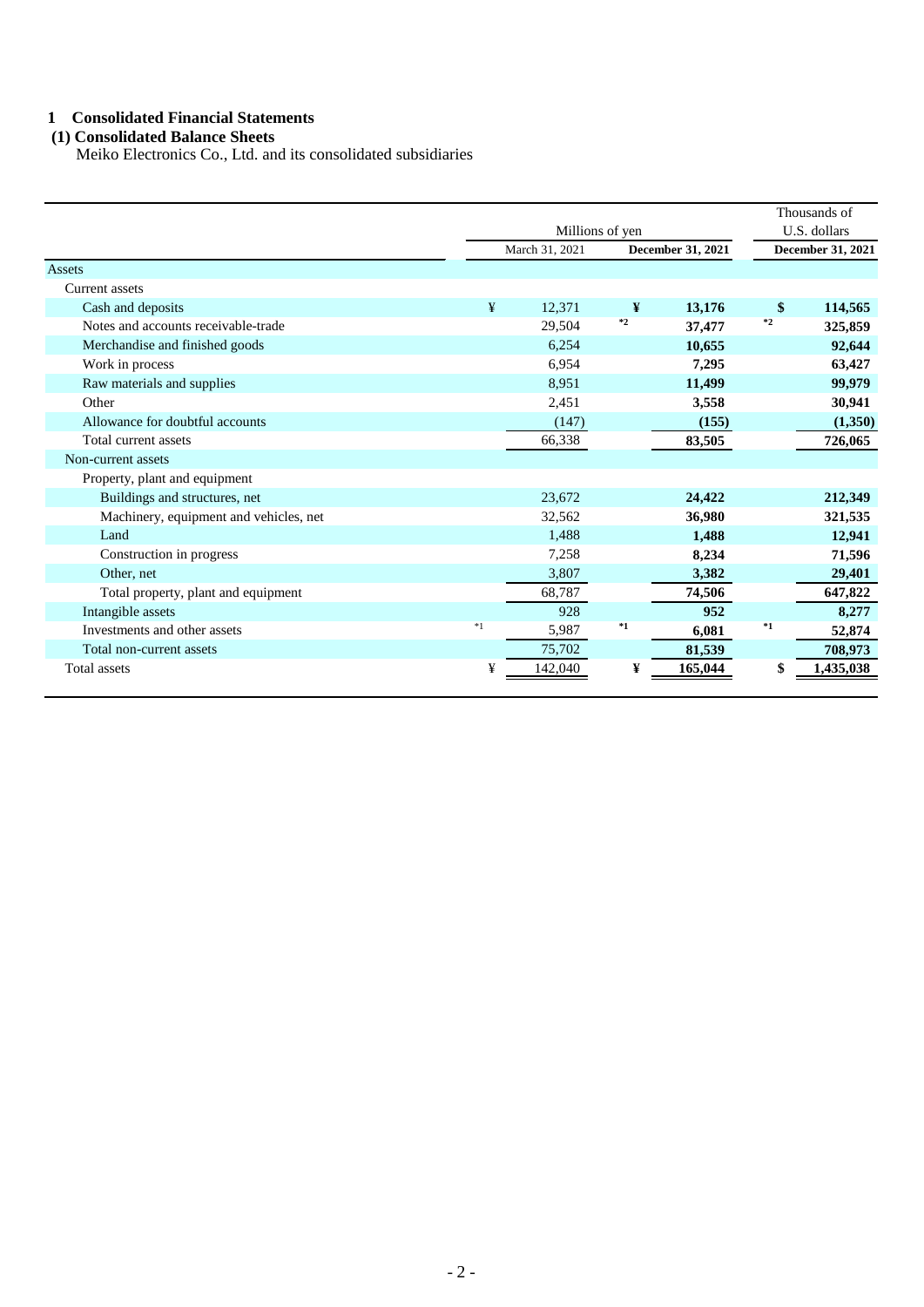## 1 Consolidated Financial Statements

### (1) Consolidated Balance Sheets

Meiko Electronics Co., Ltd. and its consolidated subsidiaries

| | Millions of yen | | Thousands of U.S. dollars |
|---|---|---|---|
| | March 31, 2021 | **December 31, 2021** | **December 31, 2021** |
| Assets | | | |
| Current assets | | | |
| Cash and deposits | ¥ 12,371 | **¥ 13,176** | **$ 114,565** |
| Notes and accounts receivable-trade | 29,504 | *2 **37,477** | *2 **325,859** |
| Merchandise and finished goods | 6,254 | **10,655** | **92,644** |
| Work in process | 6,954 | **7,295** | **63,427** |
| Raw materials and supplies | 8,951 | **11,499** | **99,979** |
| Other | 2,451 | **3,558** | **30,941** |
| Allowance for doubtful accounts | (147) | **(155)** | **(1,350)** |
| Total current assets | 66,338 | **83,505** | **726,065** |
| Non-current assets | | | |
| Property, plant and equipment | | | |
| Buildings and structures, net | 23,672 | **24,422** | **212,349** |
| Machinery, equipment and vehicles, net | 32,562 | **36,980** | **321,535** |
| Land | 1,488 | **1,488** | **12,941** |
| Construction in progress | 7,258 | **8,234** | **71,596** |
| Other, net | 3,807 | **3,382** | **29,401** |
| Total property, plant and equipment | 68,787 | **74,506** | **647,822** |
| Intangible assets | 928 | **952** | **8,277** |
| Investments and other assets | *1 5,987 | *1 **6,081** | *1 **52,874** |
| Total non-current assets | 75,702 | **81,539** | **708,973** |
| Total assets | ¥ 142,040 | **¥ 165,044** | **$ 1,435,038** |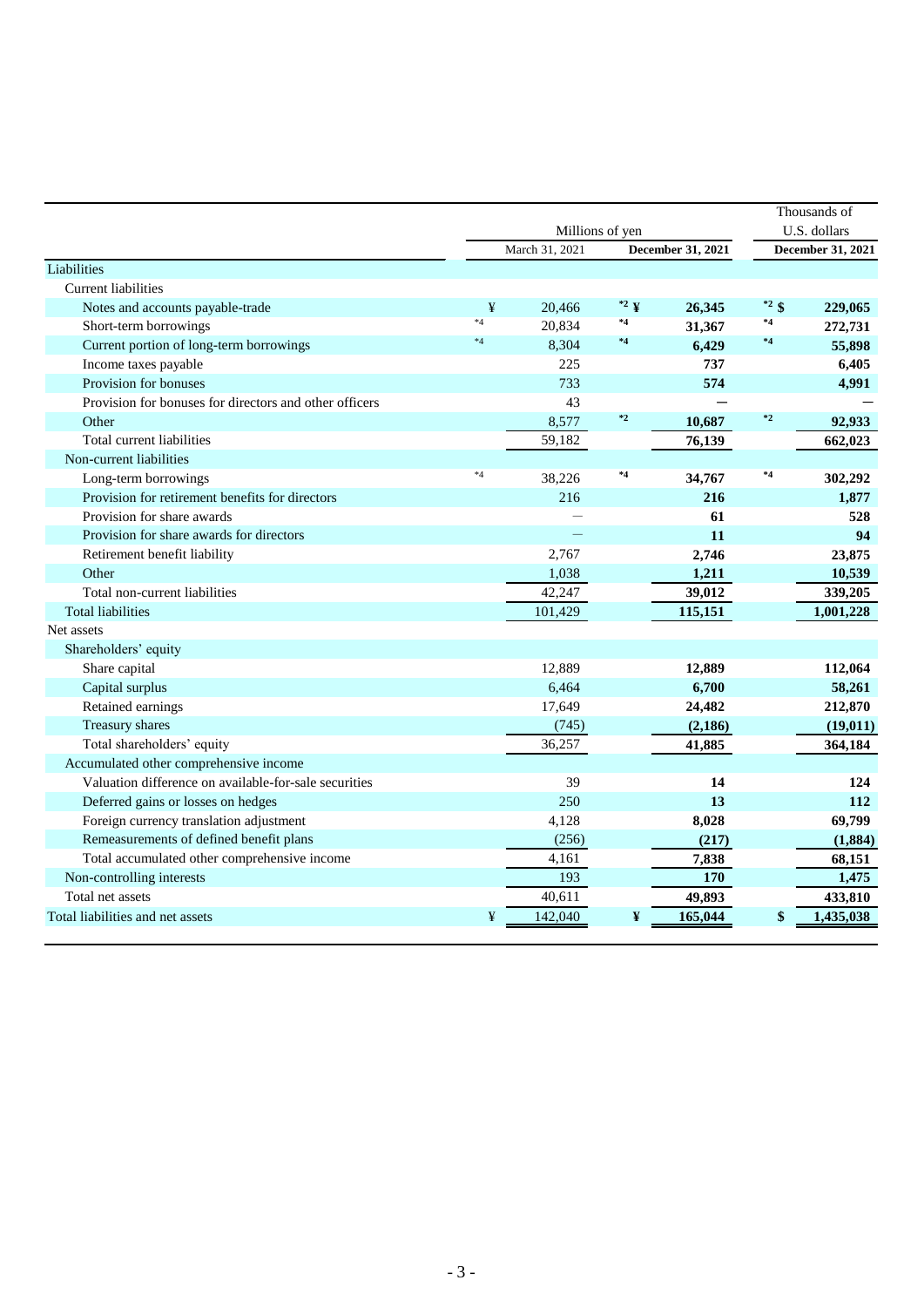| | Millions of yen | | Thousands of U.S. dollars |
|---|---|---|---|
| | March 31, 2021 | **December 31, 2021** | **December 31, 2021** |
| Liabilities | | | |
| Current liabilities | | | |
| Notes and accounts payable-trade | ¥ 20,466 | *2 ¥ **26,345** | *2 $ **229,065** |
| Short-term borrowings | *4 20,834 | *4 **31,367** | *4 **272,731** |
| Current portion of long-term borrowings | *4 8,304 | *4 **6,429** | *4 **55,898** |
| Income taxes payable | 225 | **737** | **6,405** |
| Provision for bonuses | 733 | **574** | **4,991** |
| Provision for bonuses for directors and other officers | 43 | **—** | **—** |
| Other | 8,577 | *2 **10,687** | *2 **92,933** |
| Total current liabilities | 59,182 | **76,139** | **662,023** |
| Non-current liabilities | | | |
| Long-term borrowings | *4 38,226 | *4 **34,767** | *4 **302,292** |
| Provision for retirement benefits for directors | 216 | **216** | **1,877** |
| Provision for share awards | — | **61** | **528** |
| Provision for share awards for directors | — | **11** | **94** |
| Retirement benefit liability | 2,767 | **2,746** | **23,875** |
| Other | 1,038 | **1,211** | **10,539** |
| Total non-current liabilities | 42,247 | **39,012** | **339,205** |
| Total liabilities | 101,429 | **115,151** | **1,001,228** |
| Net assets | | | |
| Shareholders' equity | | | |
| Share capital | 12,889 | **12,889** | **112,064** |
| Capital surplus | 6,464 | **6,700** | **58,261** |
| Retained earnings | 17,649 | **24,482** | **212,870** |
| Treasury shares | (745) | **(2,186)** | **(19,011)** |
| Total shareholders' equity | 36,257 | **41,885** | **364,184** |
| Accumulated other comprehensive income | | | |
| Valuation difference on available-for-sale securities | 39 | **14** | **124** |
| Deferred gains or losses on hedges | 250 | **13** | **112** |
| Foreign currency translation adjustment | 4,128 | **8,028** | **69,799** |
| Remeasurements of defined benefit plans | (256) | **(217)** | **(1,884)** |
| Total accumulated other comprehensive income | 4,161 | **7,838** | **68,151** |
| Non-controlling interests | 193 | **170** | **1,475** |
| Total net assets | 40,611 | **49,893** | **433,810** |
| Total liabilities and net assets | ¥ 142,040 | ¥ **165,044** | $ **1,435,038** |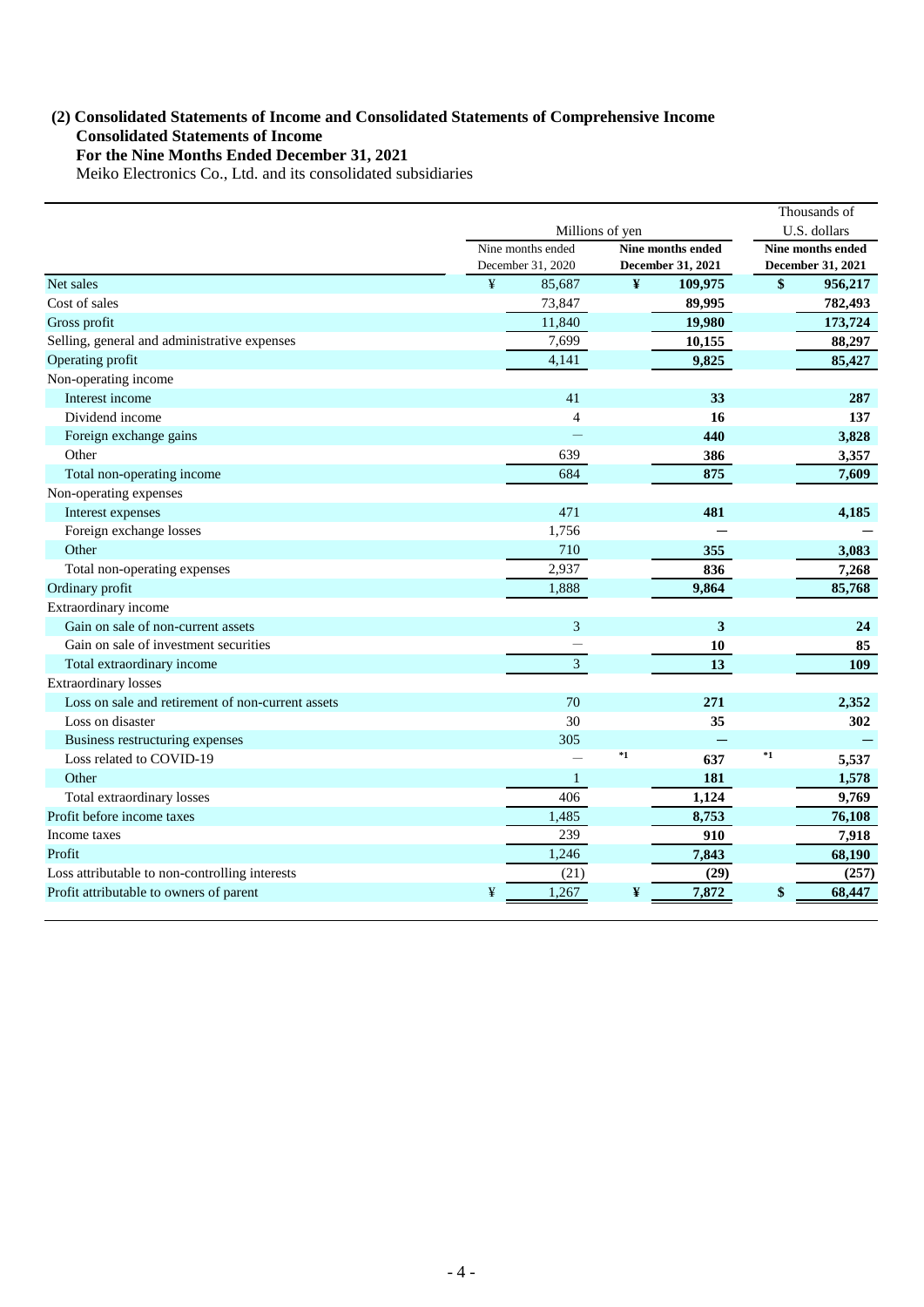## (2) Consolidated Statements of Income and Consolidated Statements of Comprehensive Income

### Consolidated Statements of Income

### For the Nine Months Ended December 31, 2021

Meiko Electronics Co., Ltd. and its consolidated subsidiaries

| | Millions of yen | | Thousands of U.S. dollars |
|---|---|---|---|
| | Nine months ended December 31, 2020 | **Nine months ended December 31, 2021** | **Nine months ended December 31, 2021** |
| Net sales | ¥ 85,687 | **¥ 109,975** | **$ 956,217** |
| Cost of sales | 73,847 | **89,995** | **782,493** |
| Gross profit | 11,840 | **19,980** | **173,724** |
| Selling, general and administrative expenses | 7,699 | **10,155** | **88,297** |
| Operating profit | 4,141 | **9,825** | **85,427** |
| Non-operating income | | | |
| Interest income | 41 | **33** | **287** |
| Dividend income | 4 | **16** | **137** |
| Foreign exchange gains | — | **440** | **3,828** |
| Other | 639 | **386** | **3,357** |
| Total non-operating income | 684 | **875** | **7,609** |
| Non-operating expenses | | | |
| Interest expenses | 471 | **481** | **4,185** |
| Foreign exchange losses | 1,756 | **—** | **—** |
| Other | 710 | **355** | **3,083** |
| Total non-operating expenses | 2,937 | **836** | **7,268** |
| Ordinary profit | 1,888 | **9,864** | **85,768** |
| Extraordinary income | | | |
| Gain on sale of non-current assets | 3 | **3** | **24** |
| Gain on sale of investment securities | — | **10** | **85** |
| Total extraordinary income | 3 | **13** | **109** |
| Extraordinary losses | | | |
| Loss on sale and retirement of non-current assets | 70 | **271** | **2,352** |
| Loss on disaster | 30 | **35** | **302** |
| Business restructuring expenses | 305 | **—** | **—** |
| Loss related to COVID-19 | — | ***1 637** | ***1 5,537** |
| Other | 1 | **181** | **1,578** |
| Total extraordinary losses | 406 | **1,124** | **9,769** |
| Profit before income taxes | 1,485 | **8,753** | **76,108** |
| Income taxes | 239 | **910** | **7,918** |
| Profit | 1,246 | **7,843** | **68,190** |
| Loss attributable to non-controlling interests | (21) | **(29)** | **(257)** |
| Profit attributable to owners of parent | ¥ 1,267 | **¥ 7,872** | **$ 68,447** |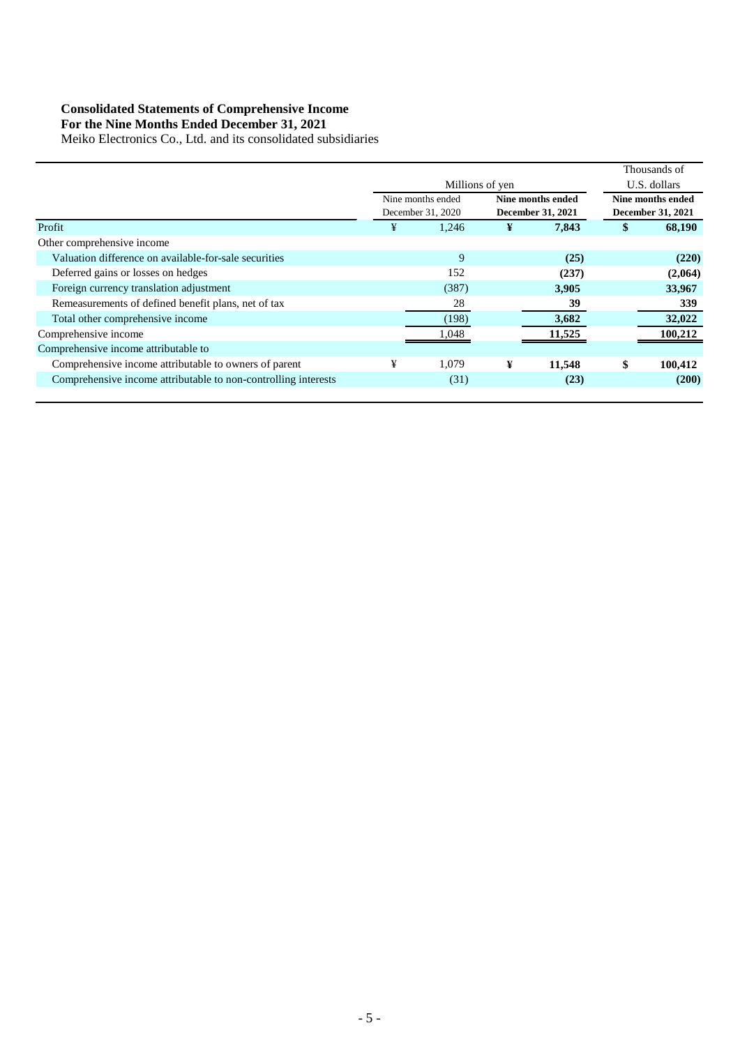**Consolidated Statements of Comprehensive Income**
**For the Nine Months Ended December 31, 2021**
Meiko Electronics Co., Ltd. and its consolidated subsidiaries

| | Millions of yen | | Thousands of U.S. dollars |
|---|---|---|---|
| | Nine months ended December 31, 2020 | **Nine months ended December 31, 2021** | **Nine months ended December 31, 2021** |
| Profit | ¥ 1,246 | **¥ 7,843** | **$ 68,190** |
| Other comprehensive income | | | |
| Valuation difference on available-for-sale securities | 9 | **(25)** | **(220)** |
| Deferred gains or losses on hedges | 152 | **(237)** | **(2,064)** |
| Foreign currency translation adjustment | (387) | **3,905** | **33,967** |
| Remeasurements of defined benefit plans, net of tax | 28 | **39** | **339** |
| Total other comprehensive income | (198) | **3,682** | **32,022** |
| Comprehensive income | 1,048 | **11,525** | **100,212** |
| Comprehensive income attributable to | | | |
| Comprehensive income attributable to owners of parent | ¥ 1,079 | **¥ 11,548** | **$ 100,412** |
| Comprehensive income attributable to non-controlling interests | (31) | **(23)** | **(200)** |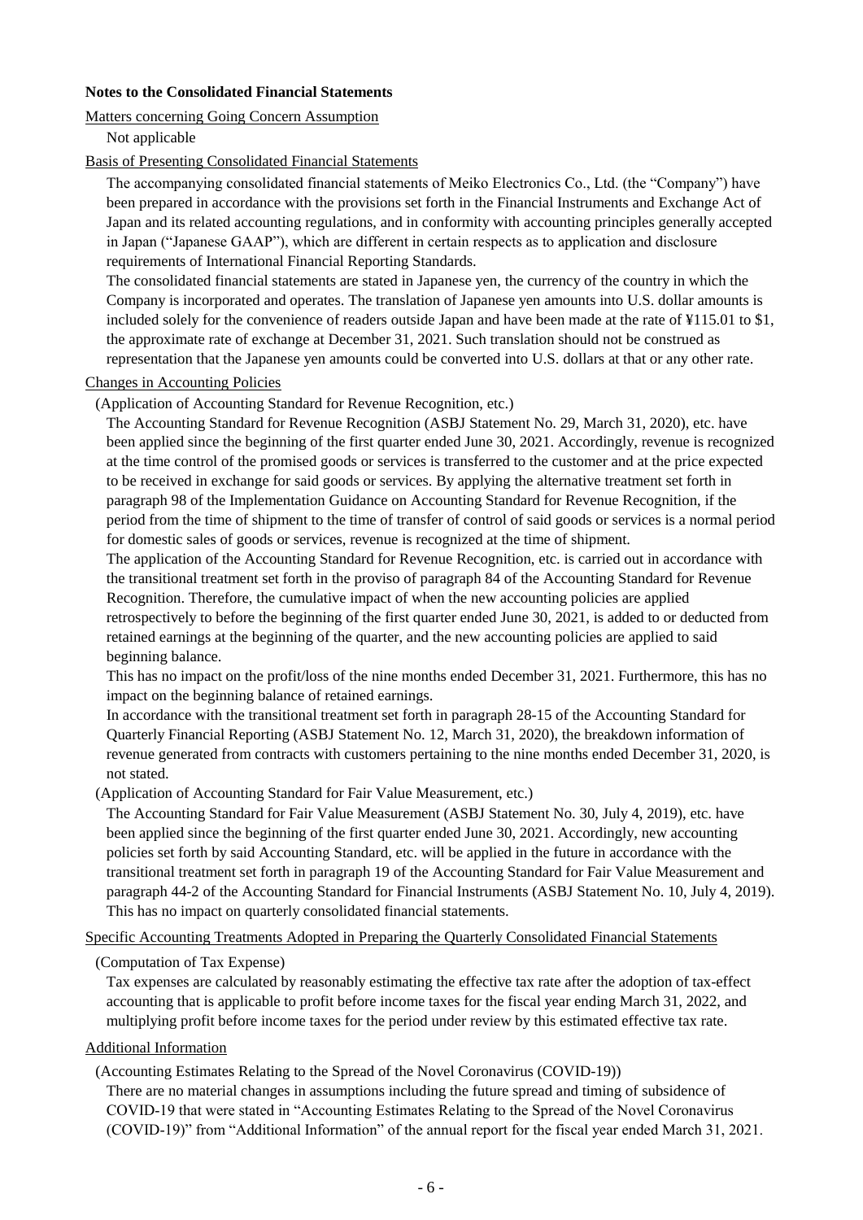**Notes to the Consolidated Financial Statements**

Matters concerning Going Concern Assumption

Not applicable

Basis of Presenting Consolidated Financial Statements

The accompanying consolidated financial statements of Meiko Electronics Co., Ltd. (the "Company") have been prepared in accordance with the provisions set forth in the Financial Instruments and Exchange Act of Japan and its related accounting regulations, and in conformity with accounting principles generally accepted in Japan ("Japanese GAAP"), which are different in certain respects as to application and disclosure requirements of International Financial Reporting Standards.

The consolidated financial statements are stated in Japanese yen, the currency of the country in which the Company is incorporated and operates. The translation of Japanese yen amounts into U.S. dollar amounts is included solely for the convenience of readers outside Japan and have been made at the rate of ¥115.01 to $1, the approximate rate of exchange at December 31, 2021. Such translation should not be construed as representation that the Japanese yen amounts could be converted into U.S. dollars at that or any other rate.

Changes in Accounting Policies

(Application of Accounting Standard for Revenue Recognition, etc.)

The Accounting Standard for Revenue Recognition (ASBJ Statement No. 29, March 31, 2020), etc. have been applied since the beginning of the first quarter ended June 30, 2021. Accordingly, revenue is recognized at the time control of the promised goods or services is transferred to the customer and at the price expected to be received in exchange for said goods or services. By applying the alternative treatment set forth in paragraph 98 of the Implementation Guidance on Accounting Standard for Revenue Recognition, if the period from the time of shipment to the time of transfer of control of said goods or services is a normal period for domestic sales of goods or services, revenue is recognized at the time of shipment.

The application of the Accounting Standard for Revenue Recognition, etc. is carried out in accordance with the transitional treatment set forth in the proviso of paragraph 84 of the Accounting Standard for Revenue Recognition. Therefore, the cumulative impact of when the new accounting policies are applied retrospectively to before the beginning of the first quarter ended June 30, 2021, is added to or deducted from retained earnings at the beginning of the quarter, and the new accounting policies are applied to said beginning balance.

This has no impact on the profit/loss of the nine months ended December 31, 2021. Furthermore, this has no impact on the beginning balance of retained earnings.

In accordance with the transitional treatment set forth in paragraph 28-15 of the Accounting Standard for Quarterly Financial Reporting (ASBJ Statement No. 12, March 31, 2020), the breakdown information of revenue generated from contracts with customers pertaining to the nine months ended December 31, 2020, is not stated.

(Application of Accounting Standard for Fair Value Measurement, etc.)

The Accounting Standard for Fair Value Measurement (ASBJ Statement No. 30, July 4, 2019), etc. have been applied since the beginning of the first quarter ended June 30, 2021. Accordingly, new accounting policies set forth by said Accounting Standard, etc. will be applied in the future in accordance with the transitional treatment set forth in paragraph 19 of the Accounting Standard for Fair Value Measurement and paragraph 44-2 of the Accounting Standard for Financial Instruments (ASBJ Statement No. 10, July 4, 2019). This has no impact on quarterly consolidated financial statements.

Specific Accounting Treatments Adopted in Preparing the Quarterly Consolidated Financial Statements

(Computation of Tax Expense)

Tax expenses are calculated by reasonably estimating the effective tax rate after the adoption of tax-effect accounting that is applicable to profit before income taxes for the fiscal year ending March 31, 2022, and multiplying profit before income taxes for the period under review by this estimated effective tax rate.

Additional Information

(Accounting Estimates Relating to the Spread of the Novel Coronavirus (COVID-19))

There are no material changes in assumptions including the future spread and timing of subsidence of COVID-19 that were stated in "Accounting Estimates Relating to the Spread of the Novel Coronavirus (COVID-19)" from "Additional Information" of the annual report for the fiscal year ended March 31, 2021.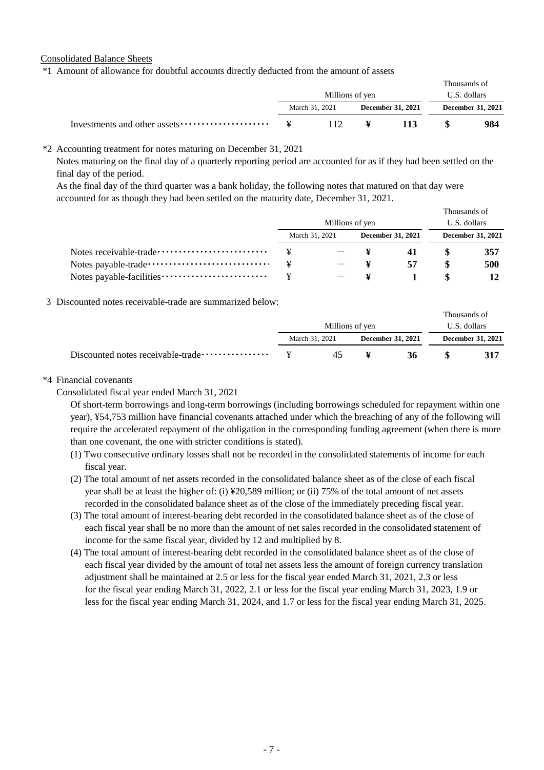Consolidated Balance Sheets

*1 Amount of allowance for doubtful accounts directly deducted from the amount of assets

| | Millions of yen | | Thousands of U.S. dollars |
|---|---|---|---|
| | March 31, 2021 | **December 31, 2021** | **December 31, 2021** |
| Investments and other assets | ¥ 112 | ¥ **113** | $ **984** |

*2 Accounting treatment for notes maturing on December 31, 2021

Notes maturing on the final day of a quarterly reporting period are accounted for as if they had been settled on the final day of the period.

As the final day of the third quarter was a bank holiday, the following notes that matured on that day were accounted for as though they had been settled on the maturity date, December 31, 2021.

| | Millions of yen | | Thousands of U.S. dollars |
|---|---|---|---|
| | March 31, 2021 | **December 31, 2021** | **December 31, 2021** |
| Notes receivable-trade | ¥ — | ¥ **41** | $ **357** |
| Notes payable-trade | ¥ — | ¥ **57** | $ **500** |
| Notes payable-facilities | ¥ — | ¥ **1** | $ **12** |

3 Discounted notes receivable-trade are summarized below:

| | Millions of yen | | Thousands of U.S. dollars |
|---|---|---|---|
| | March 31, 2021 | **December 31, 2021** | **December 31, 2021** |
| Discounted notes receivable-trade | ¥ 45 | ¥ **36** | $ **317** |

*4 Financial covenants

Consolidated fiscal year ended March 31, 2021

Of short-term borrowings and long-term borrowings (including borrowings scheduled for repayment within one year), ¥54,753 million have financial covenants attached under which the breaching of any of the following will require the accelerated repayment of the obligation in the corresponding funding agreement (when there is more than one covenant, the one with stricter conditions is stated).

(1) Two consecutive ordinary losses shall not be recorded in the consolidated statements of income for each fiscal year.

(2) The total amount of net assets recorded in the consolidated balance sheet as of the close of each fiscal year shall be at least the higher of: (i) ¥20,589 million; or (ii) 75% of the total amount of net assets recorded in the consolidated balance sheet as of the close of the immediately preceding fiscal year.

(3) The total amount of interest-bearing debt recorded in the consolidated balance sheet as of the close of each fiscal year shall be no more than the amount of net sales recorded in the consolidated statement of income for the same fiscal year, divided by 12 and multiplied by 8.

(4) The total amount of interest-bearing debt recorded in the consolidated balance sheet as of the close of each fiscal year divided by the amount of total net assets less the amount of foreign currency translation adjustment shall be maintained at 2.5 or less for the fiscal year ended March 31, 2021, 2.3 or less for the fiscal year ending March 31, 2022, 2.1 or less for the fiscal year ending March 31, 2023, 1.9 or less for the fiscal year ending March 31, 2024, and 1.7 or less for the fiscal year ending March 31, 2025.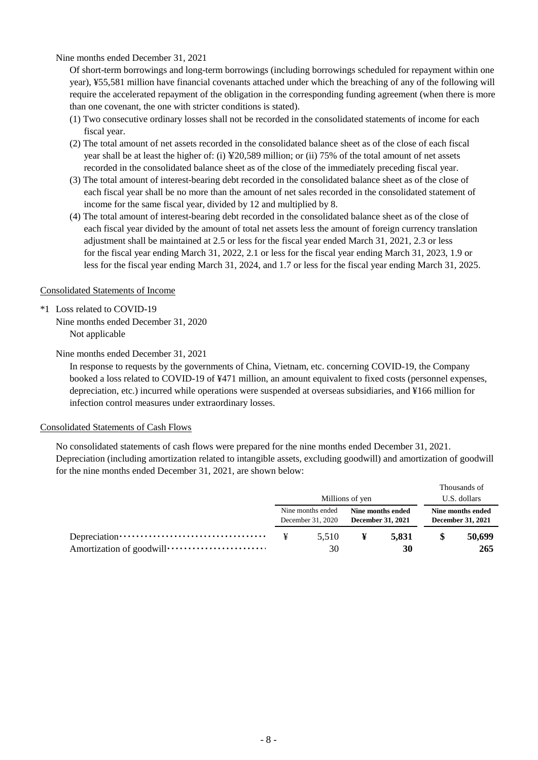Nine months ended December 31, 2021

Of short-term borrowings and long-term borrowings (including borrowings scheduled for repayment within one year), ¥55,581 million have financial covenants attached under which the breaching of any of the following will require the accelerated repayment of the obligation in the corresponding funding agreement (when there is more than one covenant, the one with stricter conditions is stated).

(1) Two consecutive ordinary losses shall not be recorded in the consolidated statements of income for each fiscal year.

(2) The total amount of net assets recorded in the consolidated balance sheet as of the close of each fiscal year shall be at least the higher of: (i) ¥20,589 million; or (ii) 75% of the total amount of net assets recorded in the consolidated balance sheet as of the close of the immediately preceding fiscal year.

(3) The total amount of interest-bearing debt recorded in the consolidated balance sheet as of the close of each fiscal year shall be no more than the amount of net sales recorded in the consolidated statement of income for the same fiscal year, divided by 12 and multiplied by 8.

(4) The total amount of interest-bearing debt recorded in the consolidated balance sheet as of the close of each fiscal year divided by the amount of total net assets less the amount of foreign currency translation adjustment shall be maintained at 2.5 or less for the fiscal year ended March 31, 2021, 2.3 or less for the fiscal year ending March 31, 2022, 2.1 or less for the fiscal year ending March 31, 2023, 1.9 or less for the fiscal year ending March 31, 2024, and 1.7 or less for the fiscal year ending March 31, 2025.

Consolidated Statements of Income

*1 Loss related to COVID-19

Nine months ended December 31, 2020

Not applicable

Nine months ended December 31, 2021

In response to requests by the governments of China, Vietnam, etc. concerning COVID-19, the Company booked a loss related to COVID-19 of ¥471 million, an amount equivalent to fixed costs (personnel expenses, depreciation, etc.) incurred while operations were suspended at overseas subsidiaries, and ¥166 million for infection control measures under extraordinary losses.

Consolidated Statements of Cash Flows

No consolidated statements of cash flows were prepared for the nine months ended December 31, 2021. Depreciation (including amortization related to intangible assets, excluding goodwill) and amortization of goodwill for the nine months ended December 31, 2021, are shown below:

| | Millions of yen | | Thousands of U.S. dollars |
|---|---|---|---|
| | Nine months ended December 31, 2020 | **Nine months ended December 31, 2021** | **Nine months ended December 31, 2021** |
| Depreciation | ¥ 5,510 | ¥ **5,831** | $ **50,699** |
| Amortization of goodwill | 30 | **30** | **265** |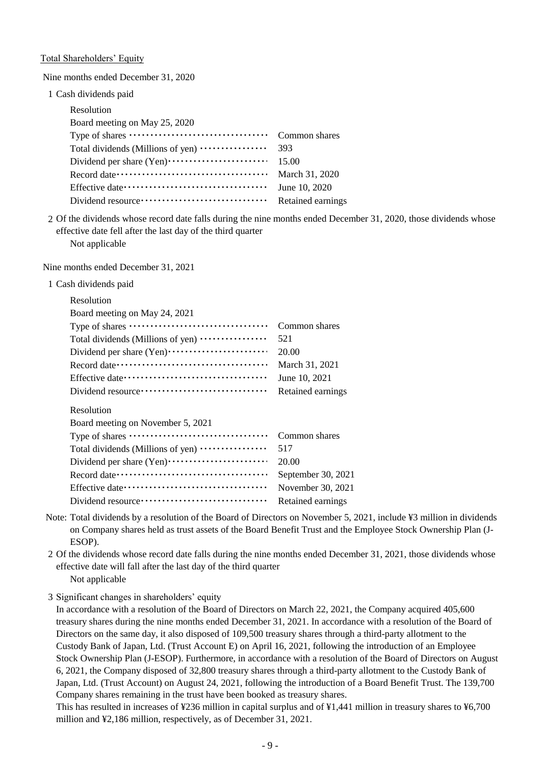Total Shareholders' Equity

Nine months ended December 31, 2020

1 Cash dividends paid

Resolution
Board meeting on May 25, 2020

| | |
|---|---|
| Type of shares | Common shares |
| Total dividends (Millions of yen) | 393 |
| Dividend per share (Yen) | 15.00 |
| Record date | March 31, 2020 |
| Effective date | June 10, 2020 |
| Dividend resource | Retained earnings |

2 Of the dividends whose record date falls during the nine months ended December 31, 2020, those dividends whose effective date fell after the last day of the third quarter
Not applicable

Nine months ended December 31, 2021

1 Cash dividends paid

Resolution
Board meeting on May 24, 2021

| | |
|---|---|
| Type of shares | Common shares |
| Total dividends (Millions of yen) | 521 |
| Dividend per share (Yen) | 20.00 |
| Record date | March 31, 2021 |
| Effective date | June 10, 2021 |
| Dividend resource | Retained earnings |

Resolution
Board meeting on November 5, 2021

| | |
|---|---|
| Type of shares | Common shares |
| Total dividends (Millions of yen) | 517 |
| Dividend per share (Yen) | 20.00 |
| Record date | September 30, 2021 |
| Effective date | November 30, 2021 |
| Dividend resource | Retained earnings |

Note: Total dividends by a resolution of the Board of Directors on November 5, 2021, include ¥3 million in dividends on Company shares held as trust assets of the Board Benefit Trust and the Employee Stock Ownership Plan (J-ESOP).

2 Of the dividends whose record date falls during the nine months ended December 31, 2021, those dividends whose effective date will fall after the last day of the third quarter
Not applicable

3 Significant changes in shareholders' equity
In accordance with a resolution of the Board of Directors on March 22, 2021, the Company acquired 405,600 treasury shares during the nine months ended December 31, 2021. In accordance with a resolution of the Board of Directors on the same day, it also disposed of 109,500 treasury shares through a third-party allotment to the Custody Bank of Japan, Ltd. (Trust Account E) on April 16, 2021, following the introduction of an Employee Stock Ownership Plan (J-ESOP). Furthermore, in accordance with a resolution of the Board of Directors on August 6, 2021, the Company disposed of 32,800 treasury shares through a third-party allotment to the Custody Bank of Japan, Ltd. (Trust Account) on August 24, 2021, following the introduction of a Board Benefit Trust. The 139,700 Company shares remaining in the trust have been booked as treasury shares.
This has resulted in increases of ¥236 million in capital surplus and of ¥1,441 million in treasury shares to ¥6,700 million and ¥2,186 million, respectively, as of December 31, 2021.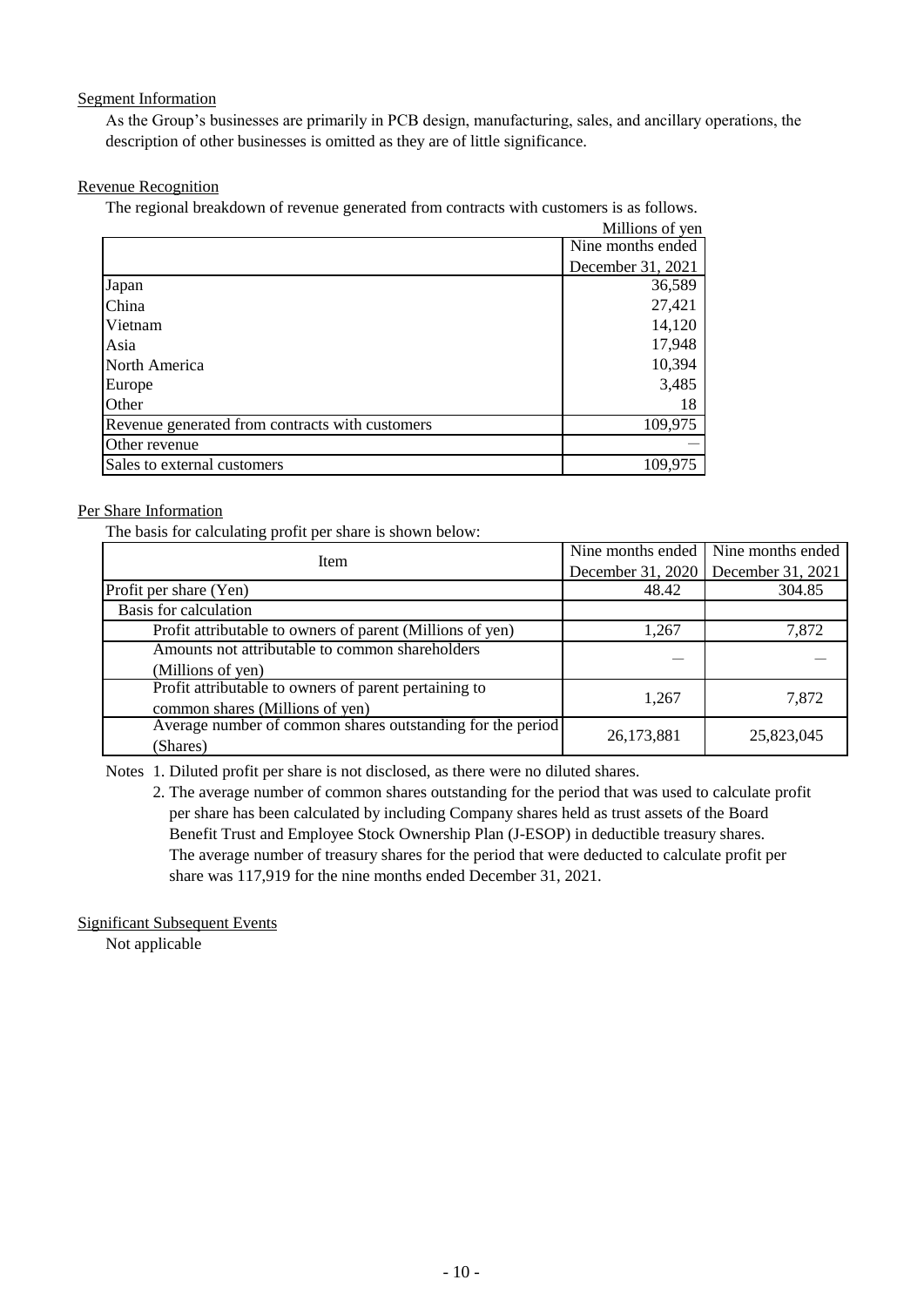## Segment Information

As the Group's businesses are primarily in PCB design, manufacturing, sales, and ancillary operations, the description of other businesses is omitted as they are of little significance.

## Revenue Recognition

The regional breakdown of revenue generated from contracts with customers is as follows.

Millions of yen

| | Nine months ended December 31, 2021 |
|---|---|
| Japan | 36,589 |
| China | 27,421 |
| Vietnam | 14,120 |
| Asia | 17,948 |
| North America | 10,394 |
| Europe | 3,485 |
| Other | 18 |
| Revenue generated from contracts with customers | 109,975 |
| Other revenue | — |
| Sales to external customers | 109,975 |

## Per Share Information

The basis for calculating profit per share is shown below:

| Item | Nine months ended December 31, 2020 | Nine months ended December 31, 2021 |
|---|---|---|
| Profit per share (Yen) | 48.42 | 304.85 |
| Basis for calculation | | |
| Profit attributable to owners of parent (Millions of yen) | 1,267 | 7,872 |
| Amounts not attributable to common shareholders (Millions of yen) | — | — |
| Profit attributable to owners of parent pertaining to common shares (Millions of yen) | 1,267 | 7,872 |
| Average number of common shares outstanding for the period (Shares) | 26,173,881 | 25,823,045 |

Notes 1. Diluted profit per share is not disclosed, as there were no diluted shares.

2. The average number of common shares outstanding for the period that was used to calculate profit per share has been calculated by including Company shares held as trust assets of the Board Benefit Trust and Employee Stock Ownership Plan (J-ESOP) in deductible treasury shares. The average number of treasury shares for the period that were deducted to calculate profit per share was 117,919 for the nine months ended December 31, 2021.

## Significant Subsequent Events

Not applicable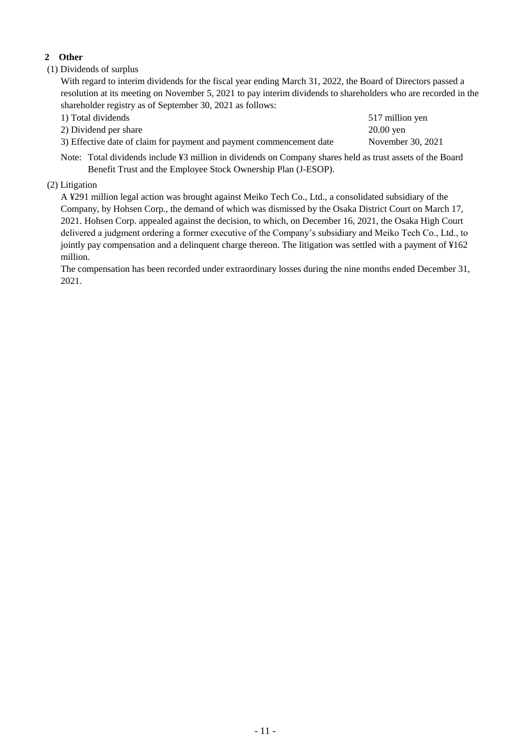## 2 Other

(1) Dividends of surplus

With regard to interim dividends for the fiscal year ending March 31, 2022, the Board of Directors passed a resolution at its meeting on November 5, 2021 to pay interim dividends to shareholders who are recorded in the shareholder registry as of September 30, 2021 as follows:

| | |
|---|---|
| 1) Total dividends | 517 million yen |
| 2) Dividend per share | 20.00 yen |
| 3) Effective date of claim for payment and payment commencement date | November 30, 2021 |

Note: Total dividends include ¥3 million in dividends on Company shares held as trust assets of the Board Benefit Trust and the Employee Stock Ownership Plan (J-ESOP).

(2) Litigation

A ¥291 million legal action was brought against Meiko Tech Co., Ltd., a consolidated subsidiary of the Company, by Hohsen Corp., the demand of which was dismissed by the Osaka District Court on March 17, 2021. Hohsen Corp. appealed against the decision, to which, on December 16, 2021, the Osaka High Court delivered a judgment ordering a former executive of the Company's subsidiary and Meiko Tech Co., Ltd., to jointly pay compensation and a delinquent charge thereon. The litigation was settled with a payment of ¥162 million.

The compensation has been recorded under extraordinary losses during the nine months ended December 31, 2021.